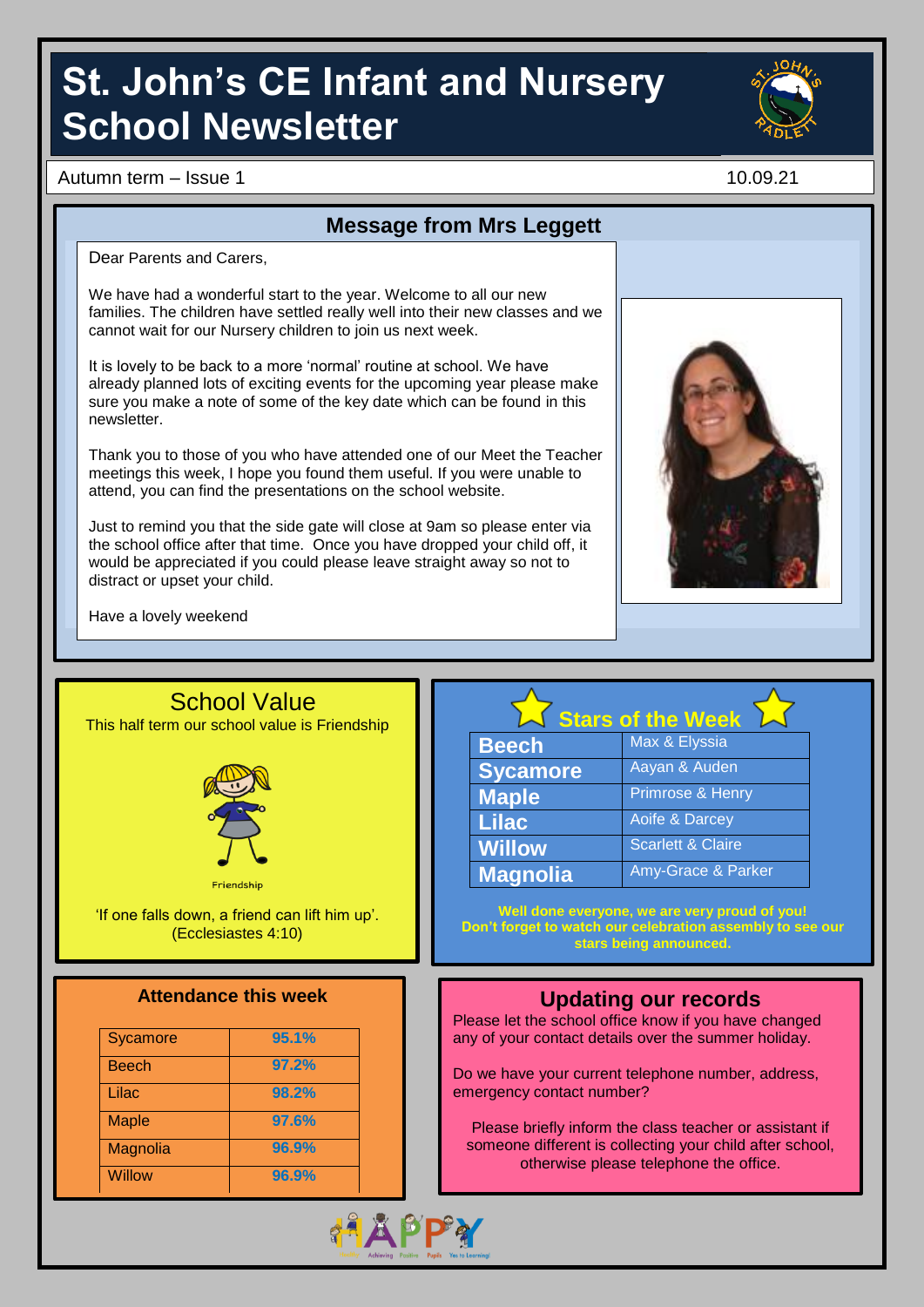# St. John's CE Infant and Nursery School Newsletter

Autumn term – Issue 1 10.09.21

## Message from Mrs Leggett

Dear Parents and Carers,

We have had a wonderful start to the year. Welcome to all our new families. The children have settled really well into their new classes and we cannot wait for our Nursery children to join us next week.

It is lovely to be back to a more 'normal' routine at school. We have already planned lots of exciting events for the upcoming year please make sure you make a note of some of the key date which can be found in this newsletter.

Thank you to those of you who have attended one of our Meet the Teacher meetings this week, I hope you found them useful. If you were unable to attend, you can find the presentations on the school website.

Just to remind you that the side gate will close at 9am so please enter via the school office after that time. Once you have dropped your child off, it would be appreciated if you could please leave straight away so not to distract or upset your child.

Have a lovely weekend

## School Value

This half term our school value is Friendship

Friendship

'If one falls down, a friend can lift him up'. (Ecclesiastes 4:10)

## Stars of the Week

| Class | Stars |
|---|---|
| Beech | Max & Elyssia |
| Sycamore | Aayan & Auden |
| Maple | Primrose & Henry |
| Lilac | Aoife & Darcey |
| Willow | Scarlett & Claire |
| Magnolia | Amy-Grace & Parker |

**Well done everyone, we are very proud of you! Don't forget to watch our celebration assembly to see our stars being announced.**

## Attendance this week

| Class | Attendance |
|---|---|
| Sycamore | 95.1% |
| Beech | 97.2% |
| Lilac | 98.2% |
| Maple | 97.6% |
| Magnolia | 96.9% |
| Willow | 96.9% |

## Updating our records

Please let the school office know if you have changed any of your contact details over the summer holiday.

Do we have your current telephone number, address, emergency contact number?

Please briefly inform the class teacher or assistant if someone different is collecting your child after school, otherwise please telephone the office.

HAPPY – Achieving Positive Pupils Yes to Learning!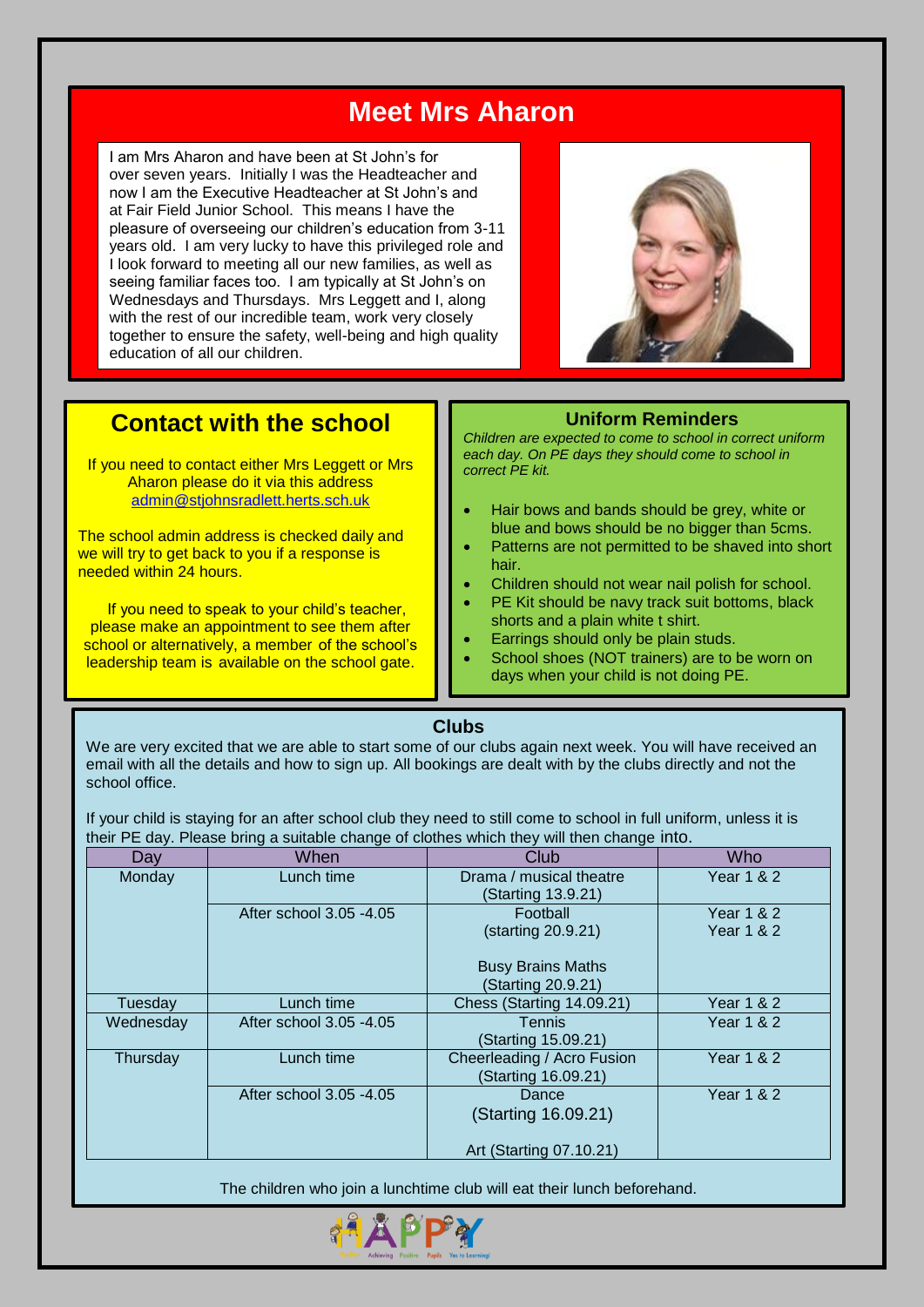## Meet Mrs Aharon

I am Mrs Aharon and have been at St John's for over seven years. Initially I was the Headteacher and now I am the Executive Headteacher at St John's and at Fair Field Junior School. This means I have the pleasure of overseeing our children's education from 3-11 years old. I am very lucky to have this privileged role and I look forward to meeting all our new families, as well as seeing familiar faces too. I am typically at St John's on Wednesdays and Thursdays. Mrs Leggett and I, along with the rest of our incredible team, work very closely together to ensure the safety, well-being and high quality education of all our children.

## Contact with the school

If you need to contact either Mrs Leggett or Mrs Aharon please do it via this address admin@stjohnsradlett.herts.sch.uk

The school admin address is checked daily and we will try to get back to you if a response is needed within 24 hours.

If you need to speak to your child's teacher, please make an appointment to see them after school or alternatively, a member of the school's leadership team is available on the school gate.

### Uniform Reminders

*Children are expected to come to school in correct uniform each day. On PE days they should come to school in correct PE kit.*

- Hair bows and bands should be grey, white or blue and bows should be no bigger than 5cms.
- Patterns are not permitted to be shaved into short hair.
- Children should not wear nail polish for school.
- PE Kit should be navy track suit bottoms, black shorts and a plain white t shirt.
- Earrings should only be plain studs.
- School shoes (NOT trainers) are to be worn on days when your child is not doing PE.

### Clubs

We are very excited that we are able to start some of our clubs again next week. You will have received an email with all the details and how to sign up. All bookings are dealt with by the clubs directly and not the school office.

If your child is staying for an after school club they need to still come to school in full uniform, unless it is their PE day. Please bring a suitable change of clothes which they will then change into.

| Day | When | Club | Who |
|---|---|---|---|
| Monday | Lunch time | Drama / musical theatre (Starting 13.9.21) | Year 1 & 2 |
| | After school 3.05 -4.05 | Football (starting 20.9.21)<br><br>Busy Brains Maths (Starting 20.9.21) | Year 1 & 2<br>Year 1 & 2 |
| Tuesday | Lunch time | Chess (Starting 14.09.21) | Year 1 & 2 |
| Wednesday | After school 3.05 -4.05 | Tennis (Starting 15.09.21) | Year 1 & 2 |
| Thursday | Lunch time | Cheerleading / Acro Fusion (Starting 16.09.21) | Year 1 & 2 |
| | After school 3.05 -4.05 | Dance (Starting 16.09.21)<br><br>Art (Starting 07.10.21) | Year 1 & 2 |

The children who join a lunchtime club will eat their lunch beforehand.

HAPPY

Achieving Positive Pupils Yes to Learning!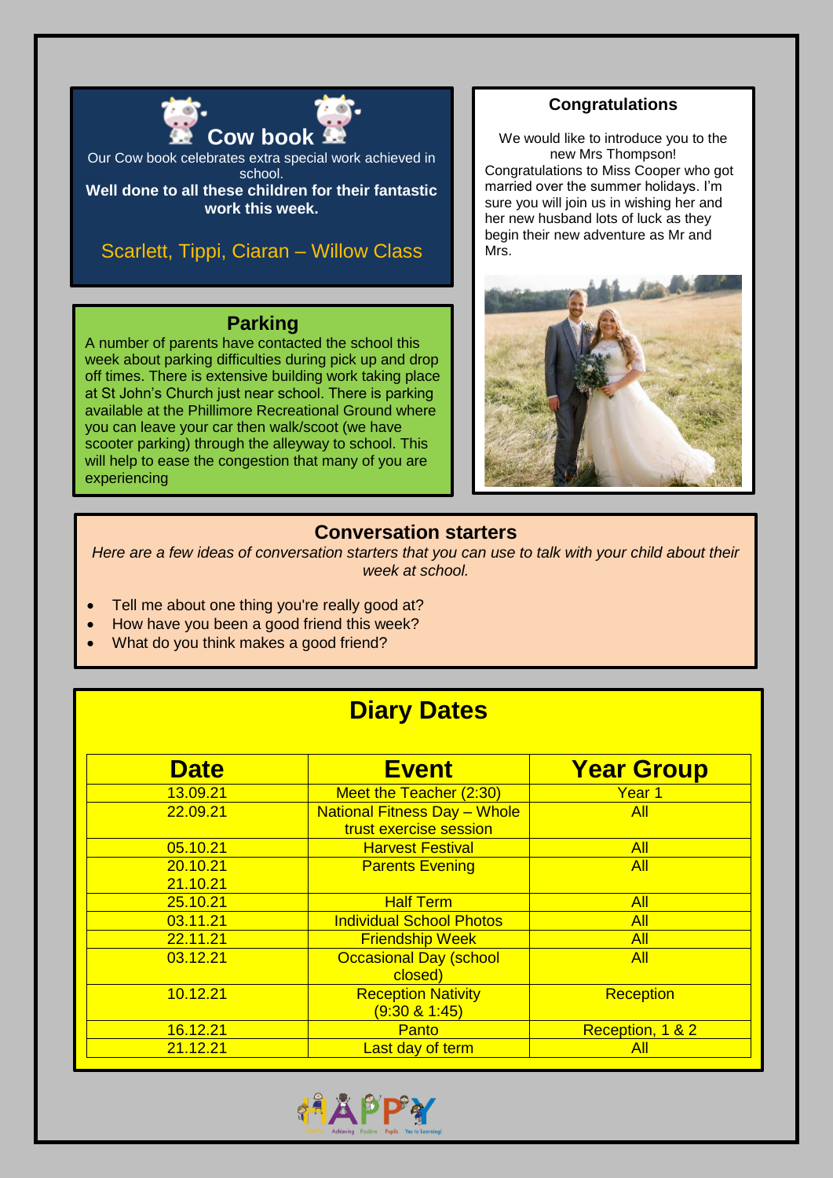## Cow book

Our Cow book celebrates extra special work achieved in school.

**Well done to all these children for their fantastic work this week.**

Scarlett, Tippi, Ciaran – Willow Class

## Parking

A number of parents have contacted the school this week about parking difficulties during pick up and drop off times. There is extensive building work taking place at St John's Church just near school. There is parking available at the Phillimore Recreational Ground where you can leave your car then walk/scoot (we have scooter parking) through the alleyway to school. This will help to ease the congestion that many of you are experiencing

## Congratulations

We would like to introduce you to the new Mrs Thompson! Congratulations to Miss Cooper who got married over the summer holidays. I'm sure you will join us in wishing her and her new husband lots of luck as they begin their new adventure as Mr and Mrs.

## Conversation starters

*Here are a few ideas of conversation starters that you can use to talk with your child about their week at school.*

- Tell me about one thing you're really good at?
- How have you been a good friend this week?
- What do you think makes a good friend?

## Diary Dates

| Date | Event | Year Group |
|---|---|---|
| 13.09.21 | Meet the Teacher (2:30) | Year 1 |
| 22.09.21 | National Fitness Day – Whole trust exercise session | All |
| 05.10.21 | Harvest Festival | All |
| 20.10.21<br>21.10.21 | Parents Evening | All |
| 25.10.21 | Half Term | All |
| 03.11.21 | Individual School Photos | All |
| 22.11.21 | Friendship Week | All |
| 03.12.21 | Occasional Day (school closed) | All |
| 10.12.21 | Reception Nativity (9:30 & 1:45) | Reception |
| 16.12.21 | Panto | Reception, 1 & 2 |
| 21.12.21 | Last day of term | All |